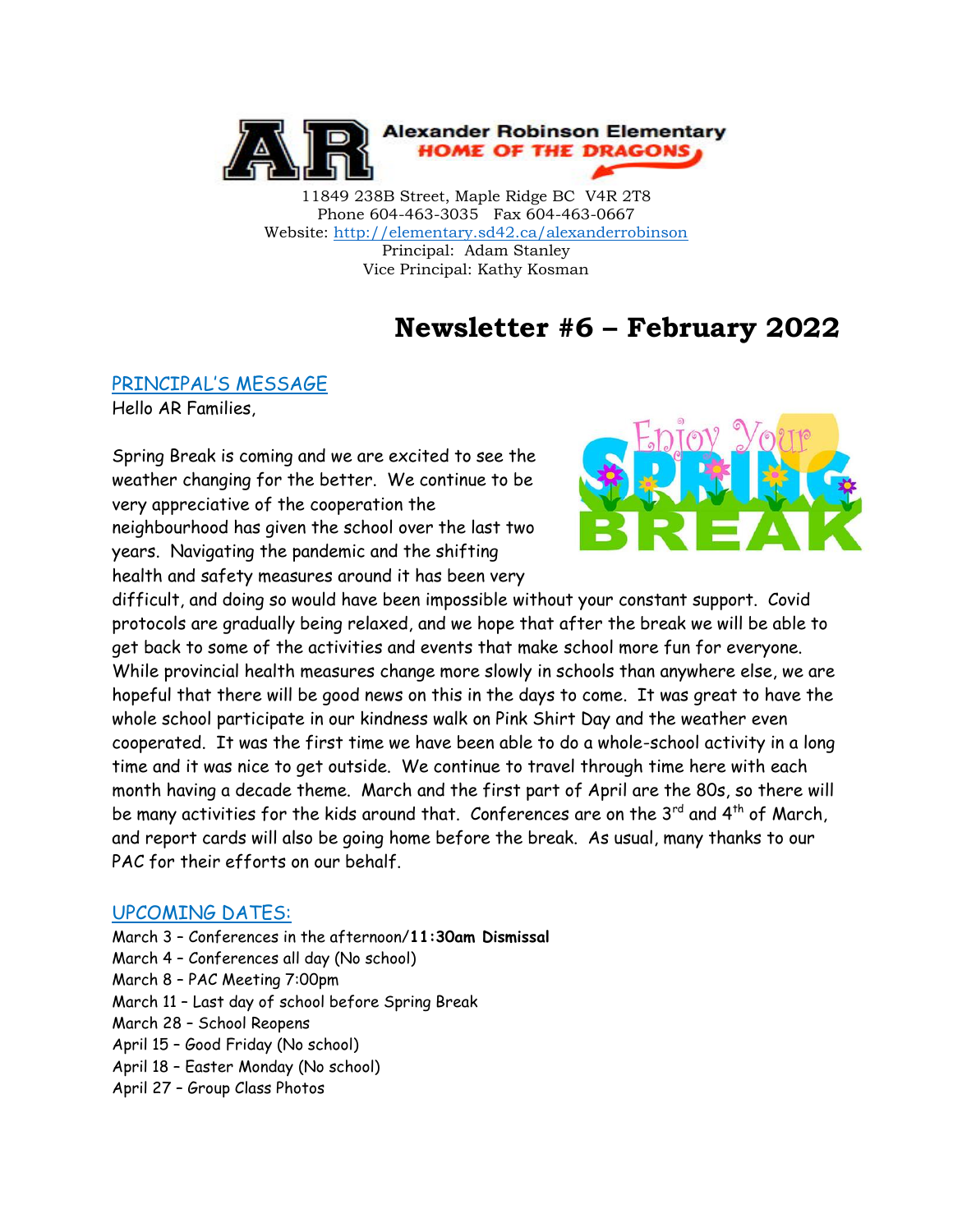**Alexander Robinson Elementary**
**HOME OF THE DRAGONS**

11849 238B Street, Maple Ridge BC V4R 2T8
Phone 604-463-3035 Fax 604-463-0667
Website: http://elementary.sd42.ca/alexanderrobinson
Principal: Adam Stanley
Vice Principal: Kathy Kosman

# Newsletter #6 – February 2022

## PRINCIPAL'S MESSAGE

Hello AR Families,

Spring Break is coming and we are excited to see the weather changing for the better. We continue to be very appreciative of the cooperation the neighbourhood has given the school over the last two years. Navigating the pandemic and the shifting health and safety measures around it has been very difficult, and doing so would have been impossible without your constant support. Covid protocols are gradually being relaxed, and we hope that after the break we will be able to get back to some of the activities and events that make school more fun for everyone. While provincial health measures change more slowly in schools than anywhere else, we are hopeful that there will be good news on this in the days to come. It was great to have the whole school participate in our kindness walk on Pink Shirt Day and the weather even cooperated. It was the first time we have been able to do a whole-school activity in a long time and it was nice to get outside. We continue to travel through time here with each month having a decade theme. March and the first part of April are the 80s, so there will be many activities for the kids around that. Conferences are on the 3rd and 4th of March, and report cards will also be going home before the break. As usual, many thanks to our PAC for their efforts on our behalf.

## UPCOMING DATES:

March 3 – Conferences in the afternoon/**11:30am Dismissal**
March 4 – Conferences all day (No school)
March 8 – PAC Meeting 7:00pm
March 11 – Last day of school before Spring Break
March 28 – School Reopens
April 15 – Good Friday (No school)
April 18 – Easter Monday (No school)
April 27 – Group Class Photos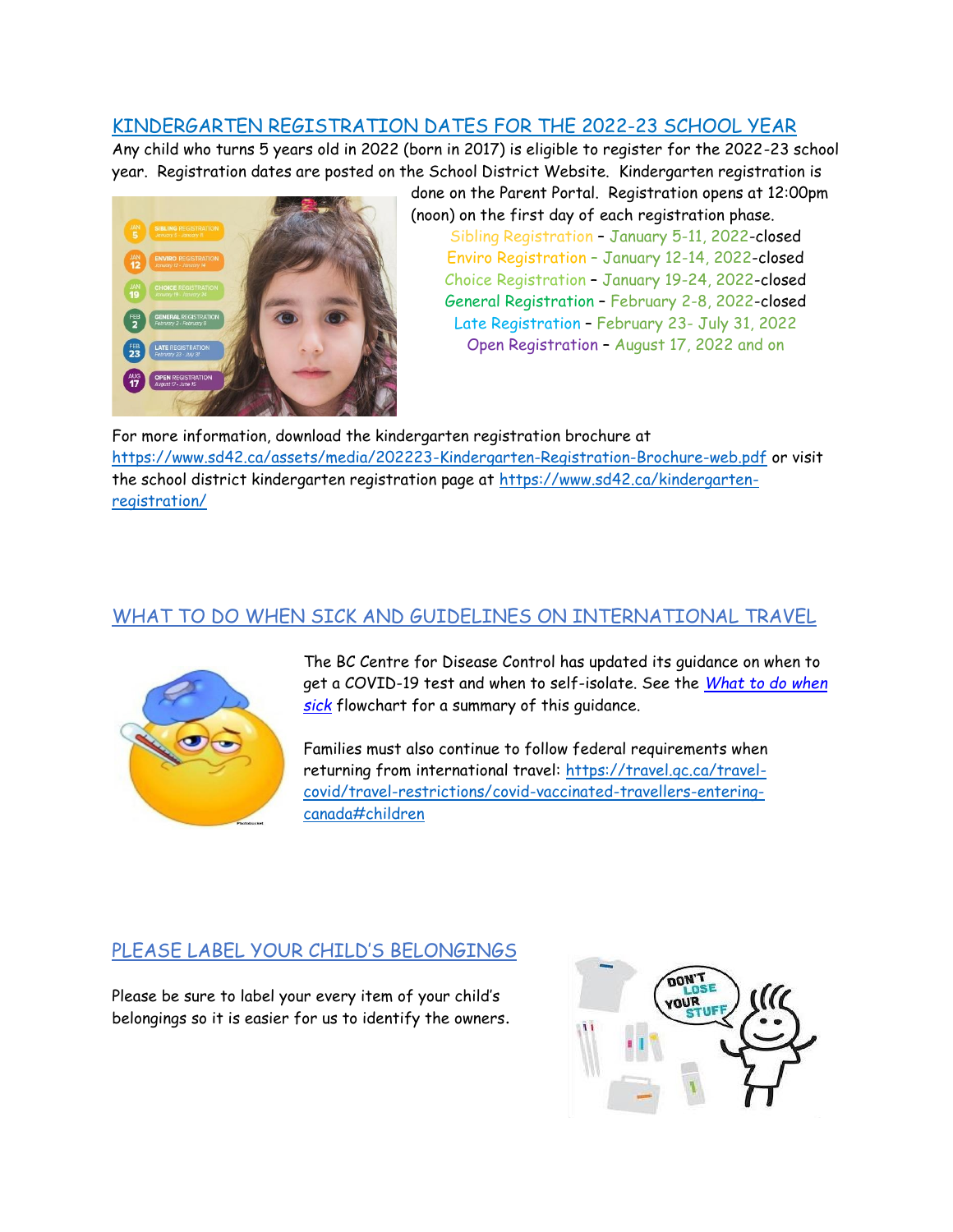## KINDERGARTEN REGISTRATION DATES FOR THE 2022-23 SCHOOL YEAR

Any child who turns 5 years old in 2022 (born in 2017) is eligible to register for the 2022-23 school year. Registration dates are posted on the School District Website. Kindergarten registration is done on the Parent Portal. Registration opens at 12:00pm (noon) on the first day of each registration phase.

Sibling Registration – January 5-11, 2022-closed
Enviro Registration – January 12-14, 2022-closed
Choice Registration – January 19-24, 2022-closed
General Registration – February 2-8, 2022-closed
Late Registration – February 23- July 31, 2022
Open Registration – August 17, 2022 and on

For more information, download the kindergarten registration brochure at https://www.sd42.ca/assets/media/202223-Kindergarten-Registration-Brochure-web.pdf or visit the school district kindergarten registration page at https://www.sd42.ca/kindergarten-registration/

## WHAT TO DO WHEN SICK AND GUIDELINES ON INTERNATIONAL TRAVEL

The BC Centre for Disease Control has updated its guidance on when to get a COVID-19 test and when to self-isolate. See the *What to do when sick* flowchart for a summary of this guidance.

Families must also continue to follow federal requirements when returning from international travel: https://travel.gc.ca/travel-covid/travel-restrictions/covid-vaccinated-travellers-entering-canada#children

## PLEASE LABEL YOUR CHILD'S BELONGINGS

Please be sure to label your every item of your child's belongings so it is easier for us to identify the owners.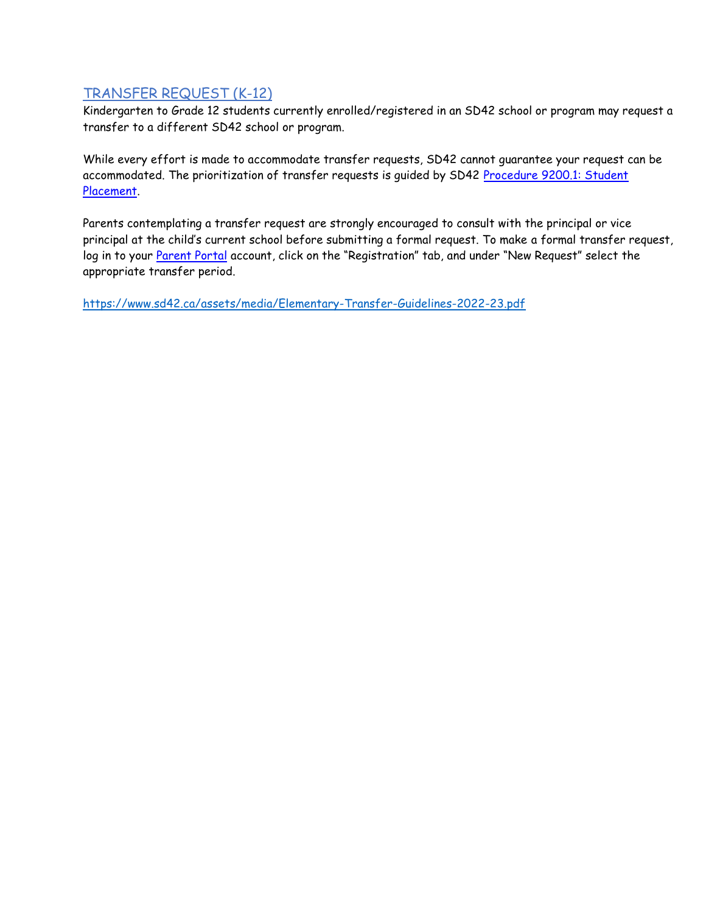## TRANSFER REQUEST (K-12)

Kindergarten to Grade 12 students currently enrolled/registered in an SD42 school or program may request a transfer to a different SD42 school or program.

While every effort is made to accommodate transfer requests, SD42 cannot guarantee your request can be accommodated. The prioritization of transfer requests is guided by SD42 Procedure 9200.1: Student Placement.

Parents contemplating a transfer request are strongly encouraged to consult with the principal or vice principal at the child's current school before submitting a formal request. To make a formal transfer request, log in to your Parent Portal account, click on the "Registration" tab, and under "New Request" select the appropriate transfer period.

https://www.sd42.ca/assets/media/Elementary-Transfer-Guidelines-2022-23.pdf